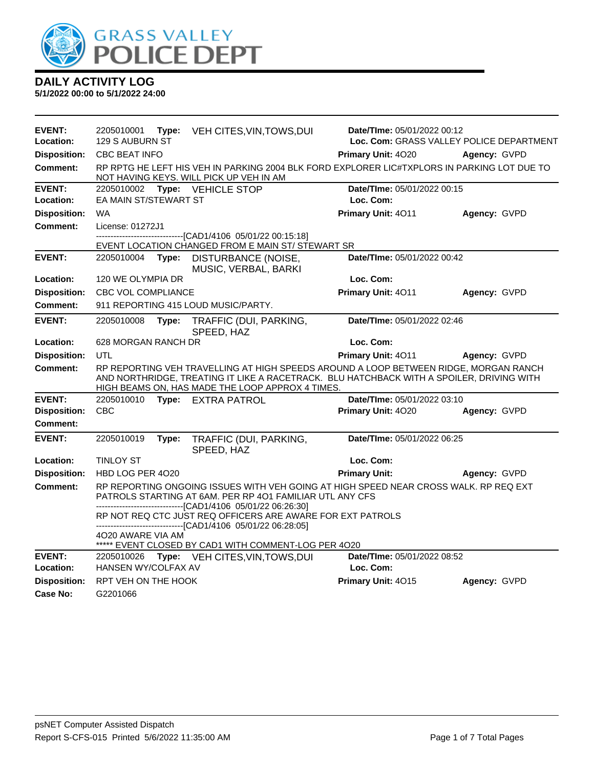# GRASS VALLEY POLICE DEPT

## DAILY ACTIVITY LOG

**5/1/2022 00:00 to 5/1/2022 24:00**

---

**EVENT:** 2205010001 **Type:** VEH CITES,VIN,TOWS,DUI **Date/TIme:** 05/01/2022 00:12
**Location:** 129 S AUBURN ST **Loc. Com:** GRASS VALLEY POLICE DEPARTMENT
**Disposition:** CBC BEAT INFO **Primary Unit:** 4O20 **Agency:** GVPD
**Comment:** RP RPTG HE LEFT HIS VEH IN PARKING 2004 BLK FORD EXPLORER LIC#TXPLORS IN PARKING LOT DUE TO NOT HAVING KEYS. WILL PICK UP VEH IN AM

---

**EVENT:** 2205010002 **Type:** VEHICLE STOP **Date/TIme:** 05/01/2022 00:15
**Location:** EA MAIN ST/STEWART ST **Loc. Com:**
**Disposition:** WA **Primary Unit:** 4O11 **Agency:** GVPD
**Comment:** License: 01272J1

------------------------------[CAD1/4106 05/01/22 00:15:18]

EVENT LOCATION CHANGED FROM E MAIN ST/ STEWART SR

---

**EVENT:** 2205010004 **Type:** DISTURBANCE (NOISE, MUSIC, VERBAL, BARKI **Date/TIme:** 05/01/2022 00:42
**Location:** 120 WE OLYMPIA DR **Loc. Com:**
**Disposition:** CBC VOL COMPLIANCE **Primary Unit:** 4O11 **Agency:** GVPD
**Comment:** 911 REPORTING 415 LOUD MUSIC/PARTY.

---

**EVENT:** 2205010008 **Type:** TRAFFIC (DUI, PARKING, SPEED, HAZ **Date/TIme:** 05/01/2022 02:46
**Location:** 628 MORGAN RANCH DR **Loc. Com:**
**Disposition:** UTL **Primary Unit:** 4O11 **Agency:** GVPD
**Comment:** RP REPORTING VEH TRAVELLING AT HIGH SPEEDS AROUND A LOOP BETWEEN RIDGE, MORGAN RANCH AND NORTHRIDGE, TREATING IT LIKE A RACETRACK. BLU HATCHBACK WITH A SPOILER, DRIVING WITH HIGH BEAMS ON, HAS MADE THE LOOP APPROX 4 TIMES.

---

**EVENT:** 2205010010 **Type:** EXTRA PATROL **Date/TIme:** 05/01/2022 03:10
**Disposition:** CBC **Primary Unit:** 4O20 **Agency:** GVPD
**Comment:**

---

**EVENT:** 2205010019 **Type:** TRAFFIC (DUI, PARKING, SPEED, HAZ **Date/TIme:** 05/01/2022 06:25
**Location:** TINLOY ST **Loc. Com:**
**Disposition:** HBD LOG PER 4O20 **Primary Unit:** **Agency:** GVPD
**Comment:** RP REPORTING ONGOING ISSUES WITH VEH GOING AT HIGH SPEED NEAR CROSS WALK. RP REQ EXT PATROLS STARTING AT 6AM. PER RP 4O1 FAMILIAR UTL ANY CFS

------------------------------[CAD1/4106 05/01/22 06:26:30]

RP NOT REQ CTC JUST REQ OFFICERS ARE AWARE FOR EXT PATROLS

------------------------------[CAD1/4106 05/01/22 06:28:05]

4O20 AWARE VIA AM

***** EVENT CLOSED BY CAD1 WITH COMMENT-LOG PER 4O20

---

**EVENT:** 2205010026 **Type:** VEH CITES,VIN,TOWS,DUI **Date/TIme:** 05/01/2022 08:52
**Location:** HANSEN WY/COLFAX AV **Loc. Com:**
**Disposition:** RPT VEH ON THE HOOK **Primary Unit:** 4O15 **Agency:** GVPD
**Case No:** G2201066

---

psNET Computer Assisted Dispatch
Report S-CFS-015 Printed 5/6/2022 11:35:00 AM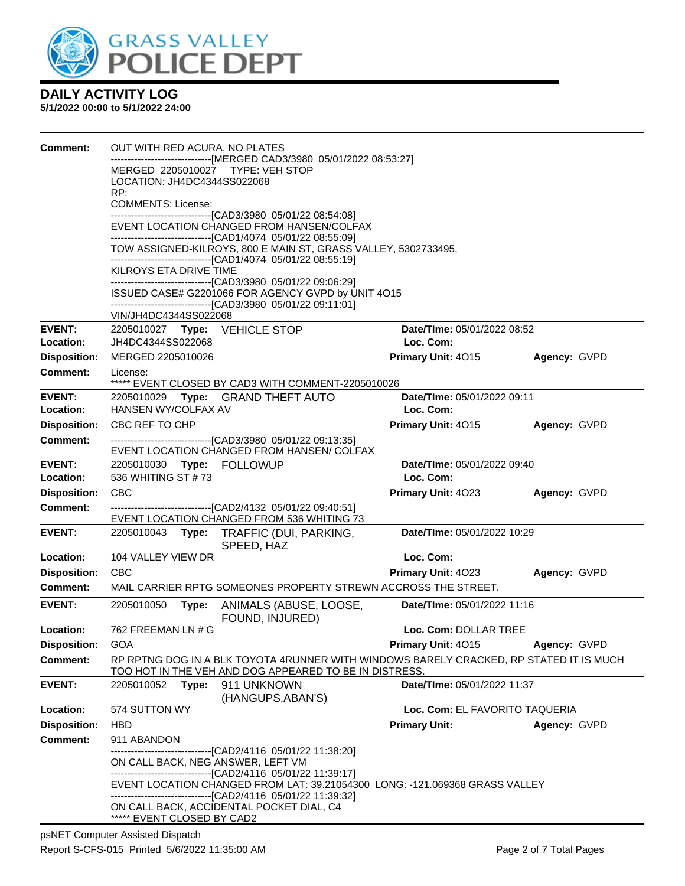# DAILY ACTIVITY LOG

**5/1/2022 00:00 to 5/1/2022 24:00**

**Comment:** OUT WITH RED ACURA, NO PLATES
------------------------------[MERGED CAD3/3980 05/01/2022 08:53:27]
MERGED 2205010027 TYPE: VEH STOP
LOCATION: JH4DC4344SS022068
RP:
COMMENTS: License:
------------------------------[CAD3/3980 05/01/22 08:54:08]
EVENT LOCATION CHANGED FROM HANSEN/COLFAX
------------------------------[CAD1/4074 05/01/22 08:55:09]
TOW ASSIGNED-KILROYS, 800 E MAIN ST, GRASS VALLEY, 5302733495,
------------------------------[CAD1/4074 05/01/22 08:55:19]
KILROYS ETA DRIVE TIME
------------------------------[CAD3/3980 05/01/22 09:06:29]
ISSUED CASE# G2201066 FOR AGENCY GVPD by UNIT 4O15
------------------------------[CAD3/3980 05/01/22 09:11:01]
VIN/JH4DC4344SS022068

---

**EVENT:** 2205010027 **Type:** VEHICLE STOP **Date/TIme:** 05/01/2022 08:52
**Location:** JH4DC4344SS022068 **Loc. Com:**
**Disposition:** MERGED 2205010026 **Primary Unit:** 4O15 **Agency:** GVPD
**Comment:** License:
***** EVENT CLOSED BY CAD3 WITH COMMENT-2205010026

---

**EVENT:** 2205010029 **Type:** GRAND THEFT AUTO **Date/TIme:** 05/01/2022 09:11
**Location:** HANSEN WY/COLFAX AV **Loc. Com:**
**Disposition:** CBC REF TO CHP **Primary Unit:** 4O15 **Agency:** GVPD
**Comment:** ------------------------------[CAD3/3980 05/01/22 09:13:35]
EVENT LOCATION CHANGED FROM HANSEN/ COLFAX

---

**EVENT:** 2205010030 **Type:** FOLLOWUP **Date/TIme:** 05/01/2022 09:40
**Location:** 536 WHITING ST # 73 **Loc. Com:**
**Disposition:** CBC **Primary Unit:** 4O23 **Agency:** GVPD
**Comment:** ------------------------------[CAD2/4132 05/01/22 09:40:51]
EVENT LOCATION CHANGED FROM 536 WHITING 73

---

**EVENT:** 2205010043 **Type:** TRAFFIC (DUI, PARKING, SPEED, HAZ **Date/TIme:** 05/01/2022 10:29
**Location:** 104 VALLEY VIEW DR **Loc. Com:**
**Disposition:** CBC **Primary Unit:** 4O23 **Agency:** GVPD
**Comment:** MAIL CARRIER RPTG SOMEONES PROPERTY STREWN ACCROSS THE STREET.

---

**EVENT:** 2205010050 **Type:** ANIMALS (ABUSE, LOOSE, FOUND, INJURED) **Date/TIme:** 05/01/2022 11:16
**Location:** 762 FREEMAN LN # G **Loc. Com:** DOLLAR TREE
**Disposition:** GOA **Primary Unit:** 4O15 **Agency:** GVPD
**Comment:** RP RPTNG DOG IN A BLK TOYOTA 4RUNNER WITH WINDOWS BARELY CRACKED, RP STATED IT IS MUCH TOO HOT IN THE VEH AND DOG APPEARED TO BE IN DISTRESS.

---

**EVENT:** 2205010052 **Type:** 911 UNKNOWN (HANGUPS,ABAN'S) **Date/TIme:** 05/01/2022 11:37
**Location:** 574 SUTTON WY **Loc. Com:** EL FAVORITO TAQUERIA
**Disposition:** HBD **Primary Unit:** **Agency:** GVPD
**Comment:** 911 ABANDON
------------------------------[CAD2/4116 05/01/22 11:38:20]
ON CALL BACK, NEG ANSWER, LEFT VM
------------------------------[CAD2/4116 05/01/22 11:39:17]
EVENT LOCATION CHANGED FROM LAT: 39.21054300 LONG: -121.069368 GRASS VALLEY
------------------------------[CAD2/4116 05/01/22 11:39:32]
ON CALL BACK, ACCIDENTAL POCKET DIAL, C4
***** EVENT CLOSED BY CAD2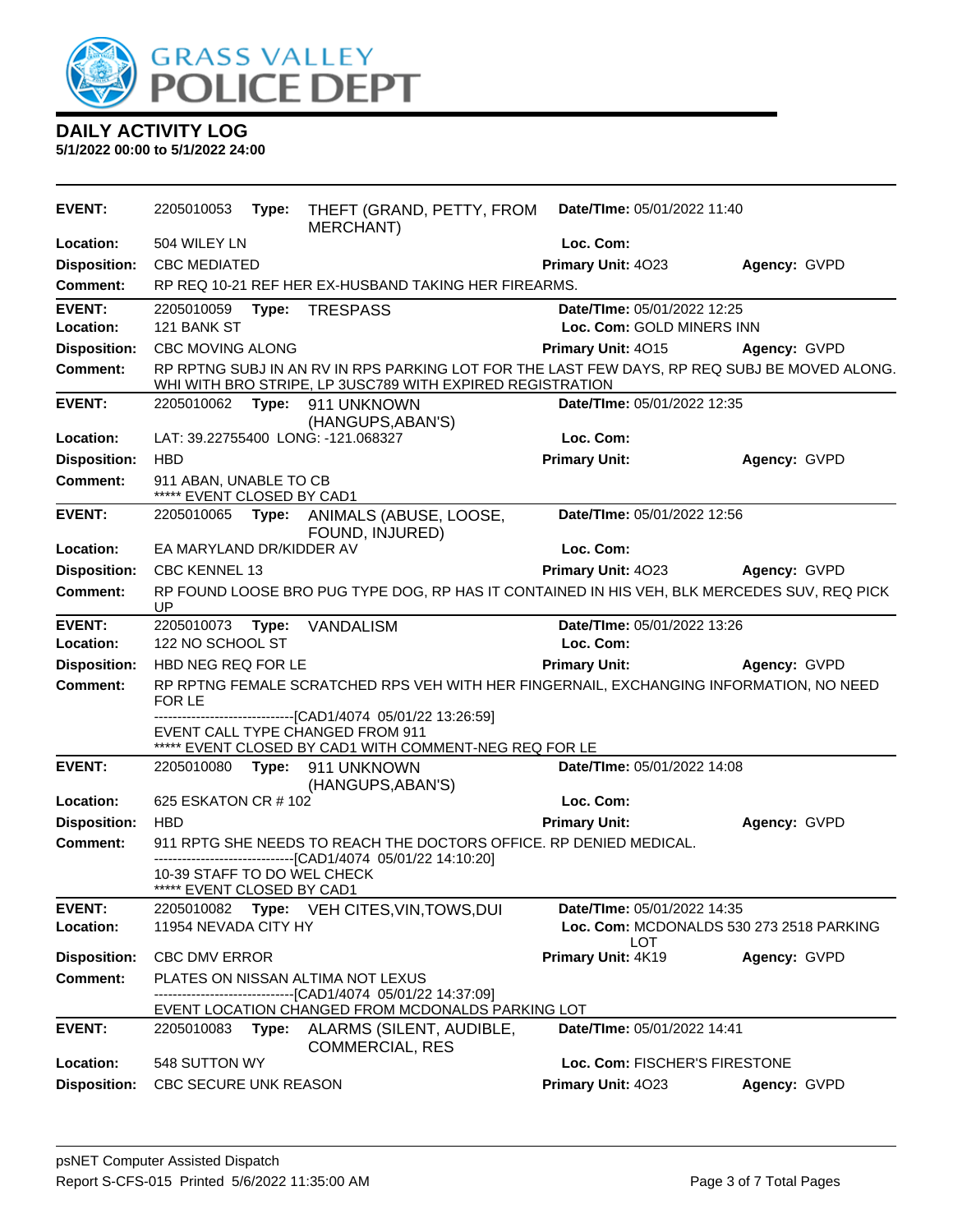# GRASS VALLEY POLICE DEPT

## DAILY ACTIVITY LOG

**5/1/2022 00:00 to 5/1/2022 24:00**

| | | | |
|---|---|---|---|
| **EVENT:** 2205010053 **Type:** THEFT (GRAND, PETTY, FROM MERCHANT) | **Date/TIme:** 05/01/2022 11:40 | | |
| **Location:** 504 WILEY LN | **Loc. Com:** | | |
| **Disposition:** CBC MEDIATED | **Primary Unit:** 4O23 | **Agency:** GVPD | |
| **Comment:** RP REQ 10-21 REF HER EX-HUSBAND TAKING HER FIREARMS. | | | |

| | | |
|---|---|---|
| **EVENT:** 2205010059 **Type:** TRESPASS | **Date/TIme:** 05/01/2022 12:25 | |
| **Location:** 121 BANK ST | **Loc. Com:** GOLD MINERS INN | |
| **Disposition:** CBC MOVING ALONG | **Primary Unit:** 4O15 | **Agency:** GVPD |
| **Comment:** RP RPTNG SUBJ IN AN RV IN RPS PARKING LOT FOR THE LAST FEW DAYS, RP REQ SUBJ BE MOVED ALONG. WHI WITH BRO STRIPE, LP 3USC789 WITH EXPIRED REGISTRATION | | |

| | | |
|---|---|---|
| **EVENT:** 2205010062 **Type:** 911 UNKNOWN (HANGUPS,ABAN'S) | **Date/TIme:** 05/01/2022 12:35 | |
| **Location:** LAT: 39.22755400 LONG: -121.068327 | **Loc. Com:** | |
| **Disposition:** HBD | **Primary Unit:** | **Agency:** GVPD |
| **Comment:** 911 ABAN, UNABLE TO CB<br>***** EVENT CLOSED BY CAD1 | | |

| | | |
|---|---|---|
| **EVENT:** 2205010065 **Type:** ANIMALS (ABUSE, LOOSE, FOUND, INJURED) | **Date/TIme:** 05/01/2022 12:56 | |
| **Location:** EA MARYLAND DR/KIDDER AV | **Loc. Com:** | |
| **Disposition:** CBC KENNEL 13 | **Primary Unit:** 4O23 | **Agency:** GVPD |
| **Comment:** RP FOUND LOOSE BRO PUG TYPE DOG, RP HAS IT CONTAINED IN HIS VEH, BLK MERCEDES SUV, REQ PICK UP | | |

| | | |
|---|---|---|
| **EVENT:** 2205010073 **Type:** VANDALISM | **Date/TIme:** 05/01/2022 13:26 | |
| **Location:** 122 NO SCHOOL ST | **Loc. Com:** | |
| **Disposition:** HBD NEG REQ FOR LE | **Primary Unit:** | **Agency:** GVPD |
| **Comment:** RP RPTNG FEMALE SCRATCHED RPS VEH WITH HER FINGERNAIL, EXCHANGING INFORMATION, NO NEED FOR LE<br>------------------------------[CAD1/4074 05/01/22 13:26:59]<br>EVENT CALL TYPE CHANGED FROM 911<br>***** EVENT CLOSED BY CAD1 WITH COMMENT-NEG REQ FOR LE | | |

| | | |
|---|---|---|
| **EVENT:** 2205010080 **Type:** 911 UNKNOWN (HANGUPS,ABAN'S) | **Date/TIme:** 05/01/2022 14:08 | |
| **Location:** 625 ESKATON CR # 102 | **Loc. Com:** | |
| **Disposition:** HBD | **Primary Unit:** | **Agency:** GVPD |
| **Comment:** 911 RPTG SHE NEEDS TO REACH THE DOCTORS OFFICE. RP DENIED MEDICAL.<br>------------------------------[CAD1/4074 05/01/22 14:10:20]<br>10-39 STAFF TO DO WEL CHECK<br>***** EVENT CLOSED BY CAD1 | | |

| | | |
|---|---|---|
| **EVENT:** 2205010082 **Type:** VEH CITES,VIN,TOWS,DUI | **Date/TIme:** 05/01/2022 14:35 | |
| **Location:** 11954 NEVADA CITY HY | **Loc. Com:** MCDONALDS 530 273 2518 PARKING LOT | |
| **Disposition:** CBC DMV ERROR | **Primary Unit:** 4K19 | **Agency:** GVPD |
| **Comment:** PLATES ON NISSAN ALTIMA NOT LEXUS<br>------------------------------[CAD1/4074 05/01/22 14:37:09]<br>EVENT LOCATION CHANGED FROM MCDONALDS PARKING LOT | | |

| | | |
|---|---|---|
| **EVENT:** 2205010083 **Type:** ALARMS (SILENT, AUDIBLE, COMMERCIAL, RES | **Date/TIme:** 05/01/2022 14:41 | |
| **Location:** 548 SUTTON WY | **Loc. Com:** FISCHER'S FIRESTONE | |
| **Disposition:** CBC SECURE UNK REASON | **Primary Unit:** 4O23 | **Agency:** GVPD |

psNET Computer Assisted Dispatch
Report S-CFS-015 Printed 5/6/2022 11:35:00 AM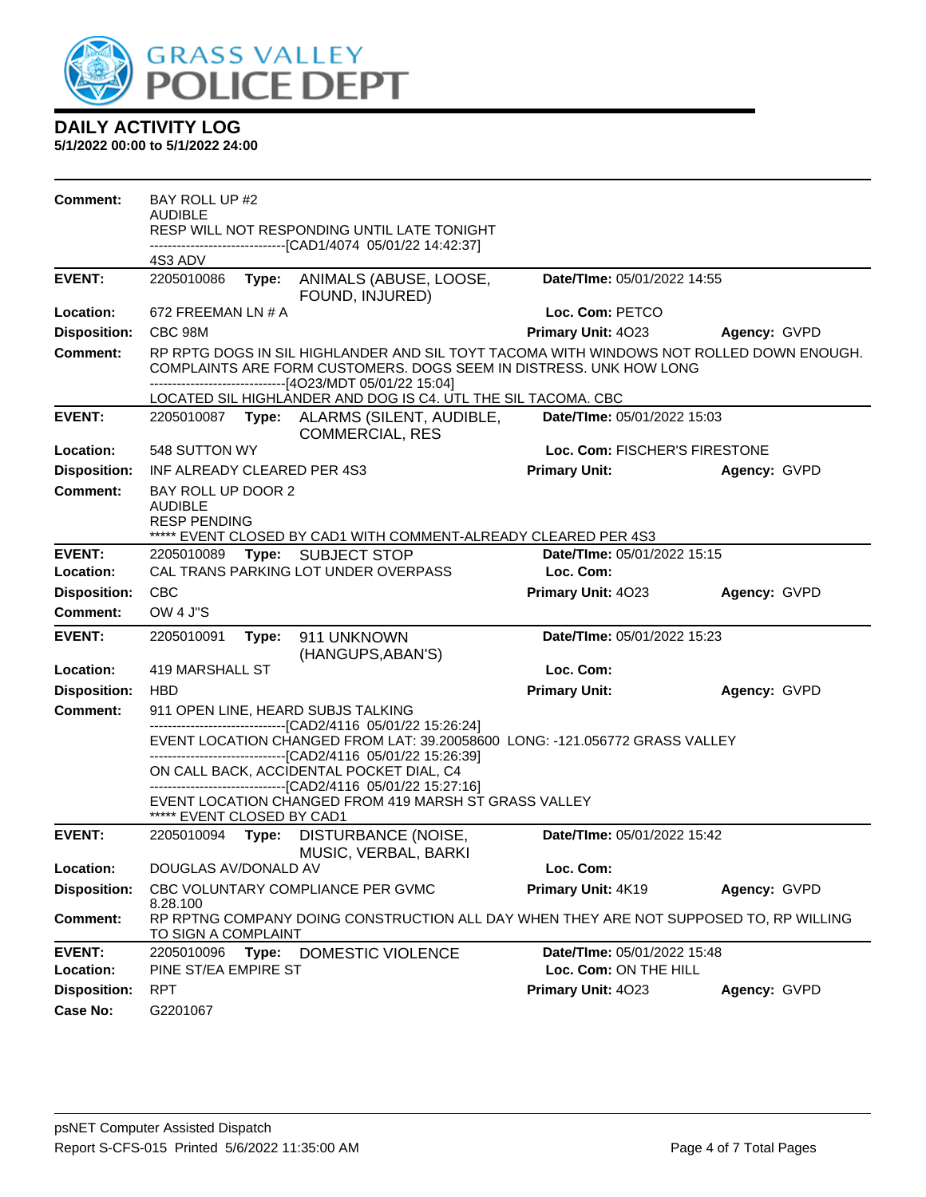# DAILY ACTIVITY LOG

**5/1/2022 00:00 to 5/1/2022 24:00**

**Comment:** BAY ROLL UP #2
AUDIBLE
RESP WILL NOT RESPONDING UNTIL LATE TONIGHT
------------------------------[CAD1/4074 05/01/22 14:42:37]
4S3 ADV

---

| | | | |
|---|---|---|---|
| **EVENT:** | 2205010086 **Type:** ANIMALS (ABUSE, LOOSE, FOUND, INJURED) | **Date/TIme:** 05/01/2022 14:55 | |
| **Location:** | 672 FREEMAN LN # A | **Loc. Com:** PETCO | |
| **Disposition:** | CBC 98M | **Primary Unit:** 4O23 | **Agency:** GVPD |

**Comment:** RP RPTG DOGS IN SIL HIGHLANDER AND SIL TOYT TACOMA WITH WINDOWS NOT ROLLED DOWN ENOUGH. COMPLAINTS ARE FORM CUSTOMERS. DOGS SEEM IN DISTRESS. UNK HOW LONG
------------------------------[4O23/MDT 05/01/22 15:04]
LOCATED SIL HIGHLANDER AND DOG IS C4. UTL THE SIL TACOMA. CBC

---

| | | | |
|---|---|---|---|
| **EVENT:** | 2205010087 **Type:** ALARMS (SILENT, AUDIBLE, COMMERCIAL, RES | **Date/TIme:** 05/01/2022 15:03 | |
| **Location:** | 548 SUTTON WY | **Loc. Com:** FISCHER'S FIRESTONE | |
| **Disposition:** | INF ALREADY CLEARED PER 4S3 | **Primary Unit:** | **Agency:** GVPD |

**Comment:** BAY ROLL UP DOOR 2
AUDIBLE
RESP PENDING
***** EVENT CLOSED BY CAD1 WITH COMMENT-ALREADY CLEARED PER 4S3

---

| | | | |
|---|---|---|---|
| **EVENT:** | 2205010089 **Type:** SUBJECT STOP | **Date/TIme:** 05/01/2022 15:15 | |
| **Location:** | CAL TRANS PARKING LOT UNDER OVERPASS | **Loc. Com:** | |
| **Disposition:** | CBC | **Primary Unit:** 4O23 | **Agency:** GVPD |

**Comment:** OW 4 J"S

---

| | | | |
|---|---|---|---|
| **EVENT:** | 2205010091 **Type:** 911 UNKNOWN (HANGUPS,ABAN'S) | **Date/TIme:** 05/01/2022 15:23 | |
| **Location:** | 419 MARSHALL ST | **Loc. Com:** | |
| **Disposition:** | HBD | **Primary Unit:** | **Agency:** GVPD |

**Comment:** 911 OPEN LINE, HEARD SUBJS TALKING
------------------------------[CAD2/4116 05/01/22 15:26:24]
EVENT LOCATION CHANGED FROM LAT: 39.20058600 LONG: -121.056772 GRASS VALLEY
------------------------------[CAD2/4116 05/01/22 15:26:39]
ON CALL BACK, ACCIDENTAL POCKET DIAL, C4
------------------------------[CAD2/4116 05/01/22 15:27:16]
EVENT LOCATION CHANGED FROM 419 MARSH ST GRASS VALLEY
***** EVENT CLOSED BY CAD1

---

| | | | |
|---|---|---|---|
| **EVENT:** | 2205010094 **Type:** DISTURBANCE (NOISE, MUSIC, VERBAL, BARKI | **Date/TIme:** 05/01/2022 15:42 | |
| **Location:** | DOUGLAS AV/DONALD AV | **Loc. Com:** | |
| **Disposition:** | CBC VOLUNTARY COMPLIANCE PER GVMC 8.28.100 | **Primary Unit:** 4K19 | **Agency:** GVPD |

**Comment:** RP RPTNG COMPANY DOING CONSTRUCTION ALL DAY WHEN THEY ARE NOT SUPPOSED TO, RP WILLING TO SIGN A COMPLAINT

---

| | | | |
|---|---|---|---|
| **EVENT:** | 2205010096 **Type:** DOMESTIC VIOLENCE | **Date/TIme:** 05/01/2022 15:48 | |
| **Location:** | PINE ST/EA EMPIRE ST | **Loc. Com:** ON THE HILL | |
| **Disposition:** | RPT | **Primary Unit:** 4O23 | **Agency:** GVPD |
| **Case No:** | G2201067 | | |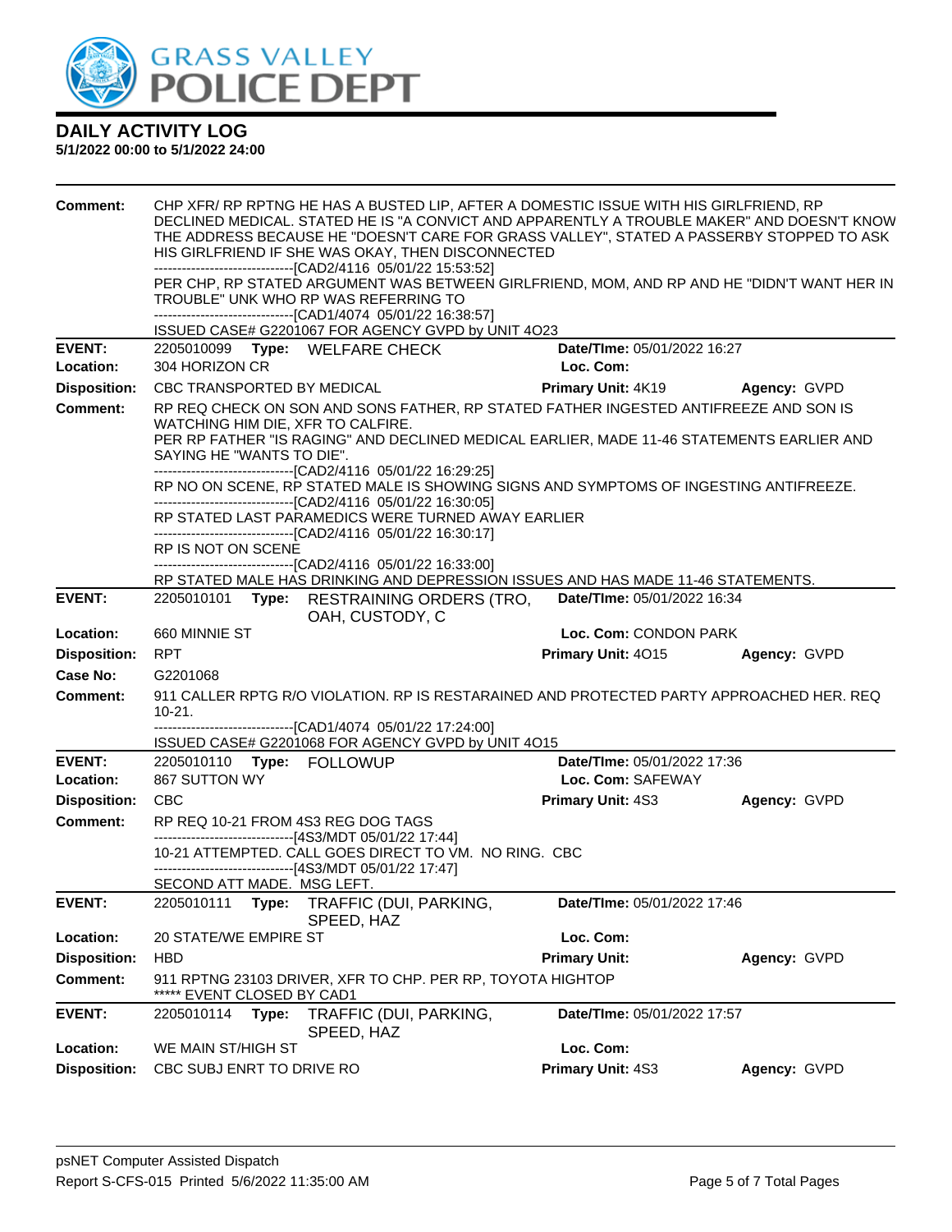# DAILY ACTIVITY LOG

**5/1/2022 00:00 to 5/1/2022 24:00**

**Comment:** CHP XFR/ RP RPTNG HE HAS A BUSTED LIP, AFTER A DOMESTIC ISSUE WITH HIS GIRLFRIEND, RP DECLINED MEDICAL. STATED HE IS "A CONVICT AND APPARENTLY A TROUBLE MAKER" AND DOESN'T KNOW THE ADDRESS BECAUSE HE "DOESN'T CARE FOR GRASS VALLEY", STATED A PASSERBY STOPPED TO ASK HIS GIRLFRIEND IF SHE WAS OKAY, THEN DISCONNECTED
------------------------------[CAD2/4116 05/01/22 15:53:52]
PER CHP, RP STATED ARGUMENT WAS BETWEEN GIRLFRIEND, MOM, AND RP AND HE "DIDN'T WANT HER IN TROUBLE" UNK WHO RP WAS REFERRING TO
------------------------------[CAD1/4074 05/01/22 16:38:57]
ISSUED CASE# G2201067 FOR AGENCY GVPD by UNIT 4O23

---

**EVENT:** 2205010099 **Type:** WELFARE CHECK **Date/TIme:** 05/01/2022 16:27
**Location:** 304 HORIZON CR **Loc. Com:**
**Disposition:** CBC TRANSPORTED BY MEDICAL **Primary Unit:** 4K19 **Agency:** GVPD
**Comment:** RP REQ CHECK ON SON AND SONS FATHER, RP STATED FATHER INGESTED ANTIFREEZE AND SON IS WATCHING HIM DIE, XFR TO CALFIRE.
PER RP FATHER "IS RAGING" AND DECLINED MEDICAL EARLIER, MADE 11-46 STATEMENTS EARLIER AND SAYING HE "WANTS TO DIE".
------------------------------[CAD2/4116 05/01/22 16:29:25]
RP NO ON SCENE, RP STATED MALE IS SHOWING SIGNS AND SYMPTOMS OF INGESTING ANTIFREEZE.
------------------------------[CAD2/4116 05/01/22 16:30:05]
RP STATED LAST PARAMEDICS WERE TURNED AWAY EARLIER
------------------------------[CAD2/4116 05/01/22 16:30:17]
RP IS NOT ON SCENE
------------------------------[CAD2/4116 05/01/22 16:33:00]
RP STATED MALE HAS DRINKING AND DEPRESSION ISSUES AND HAS MADE 11-46 STATEMENTS.

---

**EVENT:** 2205010101 **Type:** RESTRAINING ORDERS (TRO, OAH, CUSTODY, C **Date/TIme:** 05/01/2022 16:34
**Location:** 660 MINNIE ST **Loc. Com:** CONDON PARK
**Disposition:** RPT **Primary Unit:** 4O15 **Agency:** GVPD
**Case No:** G2201068
**Comment:** 911 CALLER RPTG R/O VIOLATION. RP IS RESTARAINED AND PROTECTED PARTY APPROACHED HER. REQ 10-21.
------------------------------[CAD1/4074 05/01/22 17:24:00]
ISSUED CASE# G2201068 FOR AGENCY GVPD by UNIT 4O15

---

**EVENT:** 2205010110 **Type:** FOLLOWUP **Date/TIme:** 05/01/2022 17:36
**Location:** 867 SUTTON WY **Loc. Com:** SAFEWAY
**Disposition:** CBC **Primary Unit:** 4S3 **Agency:** GVPD
**Comment:** RP REQ 10-21 FROM 4S3 REG DOG TAGS
------------------------------[4S3/MDT 05/01/22 17:44]
10-21 ATTEMPTED. CALL GOES DIRECT TO VM. NO RING. CBC
------------------------------[4S3/MDT 05/01/22 17:47]
SECOND ATT MADE. MSG LEFT.

---

**EVENT:** 2205010111 **Type:** TRAFFIC (DUI, PARKING, SPEED, HAZ **Date/TIme:** 05/01/2022 17:46
**Location:** 20 STATE/WE EMPIRE ST **Loc. Com:**
**Disposition:** HBD **Primary Unit:** **Agency:** GVPD
**Comment:** 911 RPTNG 23103 DRIVER, XFR TO CHP. PER RP, TOYOTA HIGHTOP
***** EVENT CLOSED BY CAD1

---

**EVENT:** 2205010114 **Type:** TRAFFIC (DUI, PARKING, SPEED, HAZ **Date/TIme:** 05/01/2022 17:57
**Location:** WE MAIN ST/HIGH ST **Loc. Com:**
**Disposition:** CBC SUBJ ENRT TO DRIVE RO **Primary Unit:** 4S3 **Agency:** GVPD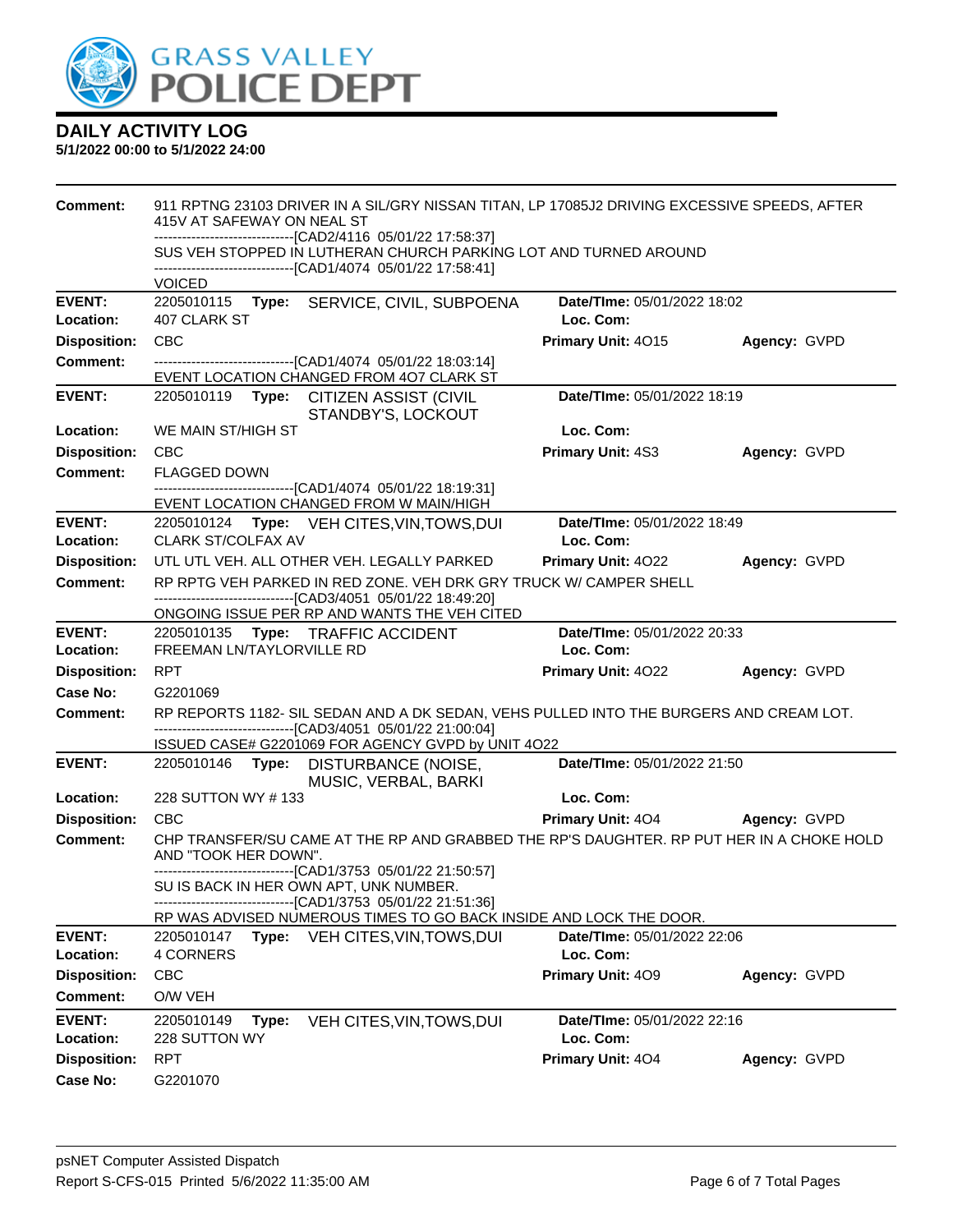# DAILY ACTIVITY LOG

**5/1/2022 00:00 to 5/1/2022 24:00**

**Comment:** 911 RPTNG 23103 DRIVER IN A SIL/GRY NISSAN TITAN, LP 17085J2 DRIVING EXCESSIVE SPEEDS, AFTER 415V AT SAFEWAY ON NEAL ST
------------------------------[CAD2/4116 05/01/22 17:58:37]
SUS VEH STOPPED IN LUTHERAN CHURCH PARKING LOT AND TURNED AROUND
------------------------------[CAD1/4074 05/01/22 17:58:41]
VOICED

---

**EVENT:** 2205010115 **Type:** SERVICE, CIVIL, SUBPOENA **Date/TIme:** 05/01/2022 18:02
**Location:** 407 CLARK ST **Loc. Com:**
**Disposition:** CBC **Primary Unit:** 4O15 **Agency:** GVPD
**Comment:** ------------------------------[CAD1/4074 05/01/22 18:03:14]
EVENT LOCATION CHANGED FROM 4O7 CLARK ST

---

**EVENT:** 2205010119 **Type:** CITIZEN ASSIST (CIVIL STANDBY'S, LOCKOUT **Date/TIme:** 05/01/2022 18:19
**Location:** WE MAIN ST/HIGH ST **Loc. Com:**
**Disposition:** CBC **Primary Unit:** 4S3 **Agency:** GVPD
**Comment:** FLAGGED DOWN
------------------------------[CAD1/4074 05/01/22 18:19:31]
EVENT LOCATION CHANGED FROM W MAIN/HIGH

---

**EVENT:** 2205010124 **Type:** VEH CITES,VIN,TOWS,DUI **Date/TIme:** 05/01/2022 18:49
**Location:** CLARK ST/COLFAX AV **Loc. Com:**
**Disposition:** UTL UTL VEH. ALL OTHER VEH. LEGALLY PARKED **Primary Unit:** 4O22 **Agency:** GVPD
**Comment:** RP RPTG VEH PARKED IN RED ZONE. VEH DRK GRY TRUCK W/ CAMPER SHELL
------------------------------[CAD3/4051 05/01/22 18:49:20]
ONGOING ISSUE PER RP AND WANTS THE VEH CITED

---

**EVENT:** 2205010135 **Type:** TRAFFIC ACCIDENT **Date/TIme:** 05/01/2022 20:33
**Location:** FREEMAN LN/TAYLORVILLE RD **Loc. Com:**
**Disposition:** RPT **Primary Unit:** 4O22 **Agency:** GVPD
**Case No:** G2201069
**Comment:** RP REPORTS 1182- SIL SEDAN AND A DK SEDAN, VEHS PULLED INTO THE BURGERS AND CREAM LOT.
------------------------------[CAD3/4051 05/01/22 21:00:04]
ISSUED CASE# G2201069 FOR AGENCY GVPD by UNIT 4O22

---

**EVENT:** 2205010146 **Type:** DISTURBANCE (NOISE, MUSIC, VERBAL, BARKI **Date/TIme:** 05/01/2022 21:50
**Location:** 228 SUTTON WY # 133 **Loc. Com:**
**Disposition:** CBC **Primary Unit:** 4O4 **Agency:** GVPD
**Comment:** CHP TRANSFER/SU CAME AT THE RP AND GRABBED THE RP'S DAUGHTER. RP PUT HER IN A CHOKE HOLD AND "TOOK HER DOWN".
------------------------------[CAD1/3753 05/01/22 21:50:57]
SU IS BACK IN HER OWN APT, UNK NUMBER.
------------------------------[CAD1/3753 05/01/22 21:51:36]
RP WAS ADVISED NUMEROUS TIMES TO GO BACK INSIDE AND LOCK THE DOOR.

---

**EVENT:** 2205010147 **Type:** VEH CITES,VIN,TOWS,DUI **Date/TIme:** 05/01/2022 22:06
**Location:** 4 CORNERS **Loc. Com:**
**Disposition:** CBC **Primary Unit:** 4O9 **Agency:** GVPD
**Comment:** O/W VEH

---

**EVENT:** 2205010149 **Type:** VEH CITES,VIN,TOWS,DUI **Date/TIme:** 05/01/2022 22:16
**Location:** 228 SUTTON WY **Loc. Com:**
**Disposition:** RPT **Primary Unit:** 4O4 **Agency:** GVPD
**Case No:** G2201070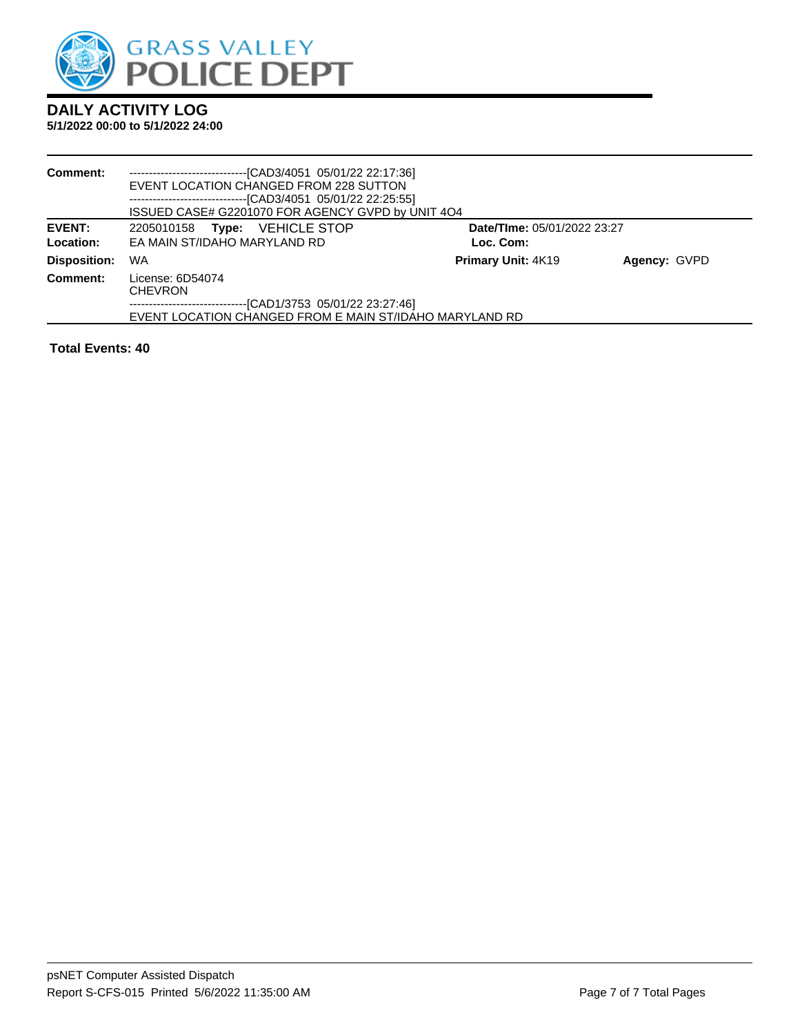# DAILY ACTIVITY LOG

**5/1/2022 00:00 to 5/1/2022 24:00**

| | | | |
|---|---|---|---|
| **Comment:** | ------------------------------[CAD3/4051 05/01/22 22:17:36]<br>EVENT LOCATION CHANGED FROM 228 SUTTON<br>------------------------------[CAD3/4051 05/01/22 22:25:55]<br>ISSUED CASE# G2201070 FOR AGENCY GVPD by UNIT 4O4 | | |
| **EVENT:** | 2205010158 **Type:** VEHICLE STOP | **Date/TIme:** 05/01/2022 23:27 | |
| **Location:** | EA MAIN ST/IDAHO MARYLAND RD | **Loc. Com:** | |
| **Disposition:** | WA | **Primary Unit:** 4K19 | **Agency:** GVPD |
| **Comment:** | License: 6D54074<br>CHEVRON<br>------------------------------[CAD1/3753 05/01/22 23:27:46]<br>EVENT LOCATION CHANGED FROM E MAIN ST/IDAHO MARYLAND RD | | |

**Total Events: 40**

psNET Computer Assisted Dispatch
Report S-CFS-015 Printed 5/6/2022 11:35:00 AM